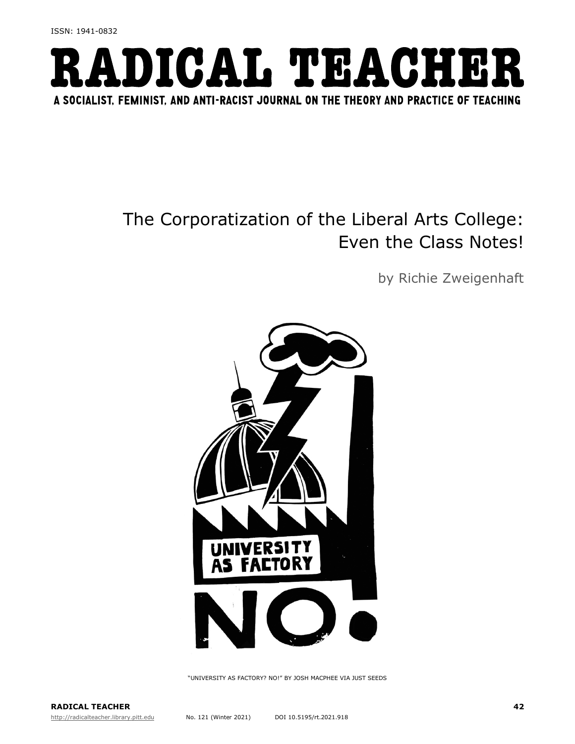ISSN: 1941-0832

# RADICAL TEACHER

A SOCIALIST, FEMINIST, AND ANTI-RACIST JOURNAL ON THE THEORY AND PRACTICE OF TEACHING

## The Corporatization of the Liberal Arts College: Even the Class Notes!

by Richie Zweigenhaft

"UNIVERSITY AS FACTORY? NO!" BY JOSH MACPHEE VIA JUST SEEDS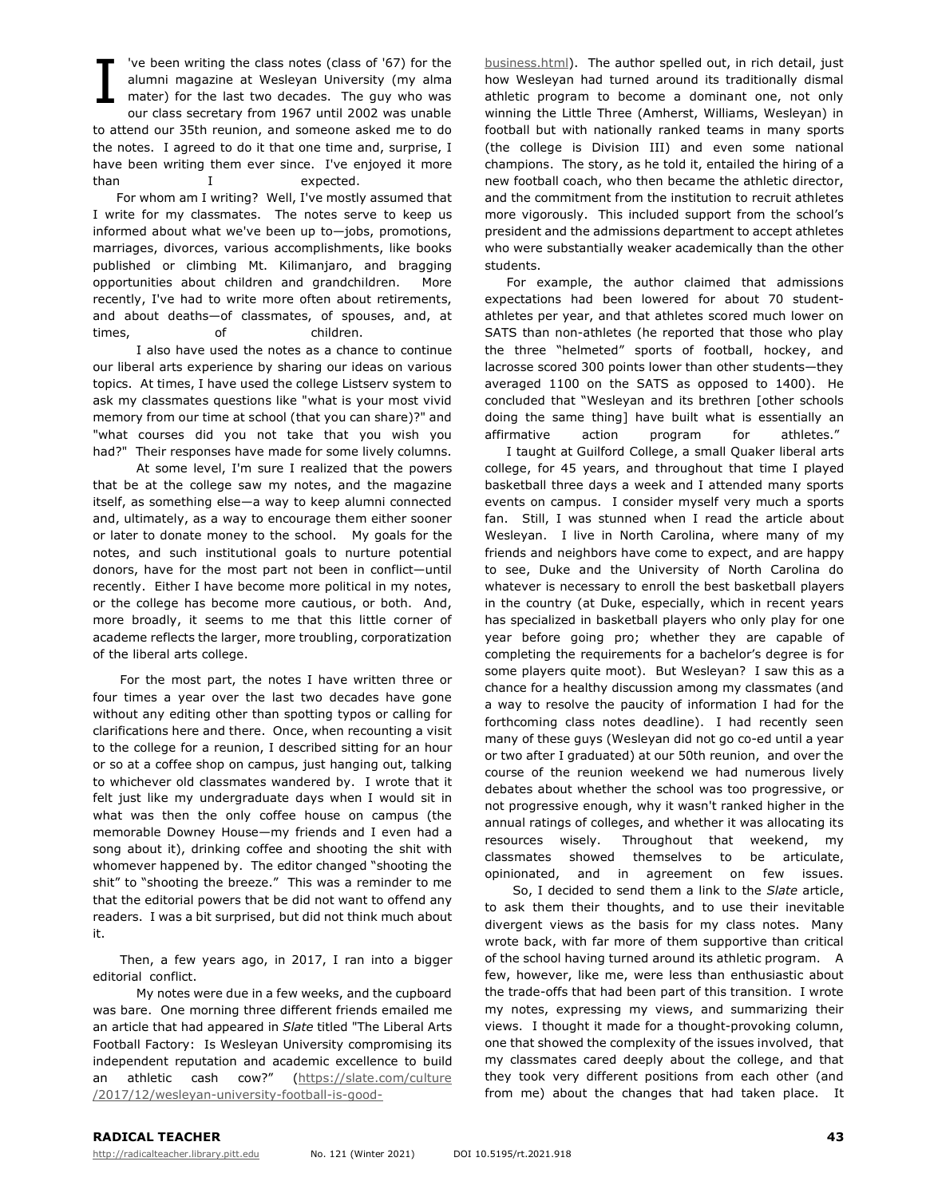I've been writing the class notes (class of '67) for the alumni magazine at Wesleyan University (my alma mater) for the last two decades. The guy who was our class secretary from 1967 until 2002 was unable to attend our 35th reunion, and someone asked me to do the notes. I agreed to do it that one time and, surprise, I have been writing them ever since. I've enjoyed it more than I expected.

For whom am I writing? Well, I've mostly assumed that I write for my classmates. The notes serve to keep us informed about what we've been up to—jobs, promotions, marriages, divorces, various accomplishments, like books published or climbing Mt. Kilimanjaro, and bragging opportunities about children and grandchildren. More recently, I've had to write more often about retirements, and about deaths—of classmates, of spouses, and, at times, of children.

I also have used the notes as a chance to continue our liberal arts experience by sharing our ideas on various topics. At times, I have used the college Listserv system to ask my classmates questions like "what is your most vivid memory from our time at school (that you can share)?" and "what courses did you not take that you wish you had?" Their responses have made for some lively columns.

At some level, I'm sure I realized that the powers that be at the college saw my notes, and the magazine itself, as something else—a way to keep alumni connected and, ultimately, as a way to encourage them either sooner or later to donate money to the school. My goals for the notes, and such institutional goals to nurture potential donors, have for the most part not been in conflict—until recently. Either I have become more political in my notes, or the college has become more cautious, or both. And, more broadly, it seems to me that this little corner of academe reflects the larger, more troubling, corporatization of the liberal arts college.

For the most part, the notes I have written three or four times a year over the last two decades have gone without any editing other than spotting typos or calling for clarifications here and there. Once, when recounting a visit to the college for a reunion, I described sitting for an hour or so at a coffee shop on campus, just hanging out, talking to whichever old classmates wandered by. I wrote that it felt just like my undergraduate days when I would sit in what was then the only coffee house on campus (the memorable Downey House—my friends and I even had a song about it), drinking coffee and shooting the shit with whomever happened by. The editor changed "shooting the shit" to "shooting the breeze." This was a reminder to me that the editorial powers that be did not want to offend any readers. I was a bit surprised, but did not think much about it.

Then, a few years ago, in 2017, I ran into a bigger editorial conflict.

My notes were due in a few weeks, and the cupboard was bare. One morning three different friends emailed me an article that had appeared in *Slate* titled "The Liberal Arts Football Factory: Is Wesleyan University compromising its independent reputation and academic excellence to build an athletic cash cow?" (https://slate.com/culture/2017/12/wesleyan-university-football-is-good-business.html). The author spelled out, in rich detail, just how Wesleyan had turned around its traditionally dismal athletic program to become a dominant one, not only winning the Little Three (Amherst, Williams, Wesleyan) in football but with nationally ranked teams in many sports (the college is Division III) and even some national champions. The story, as he told it, entailed the hiring of a new football coach, who then became the athletic director, and the commitment from the institution to recruit athletes more vigorously. This included support from the school's president and the admissions department to accept athletes who were substantially weaker academically than the other students.

For example, the author claimed that admissions expectations had been lowered for about 70 student-athletes per year, and that athletes scored much lower on SATS than non-athletes (he reported that those who play the three "helmeted" sports of football, hockey, and lacrosse scored 300 points lower than other students—they averaged 1100 on the SATS as opposed to 1400). He concluded that "Wesleyan and its brethren [other schools doing the same thing] have built what is essentially an affirmative action program for athletes."

I taught at Guilford College, a small Quaker liberal arts college, for 45 years, and throughout that time I played basketball three days a week and I attended many sports events on campus. I consider myself very much a sports fan. Still, I was stunned when I read the article about Wesleyan. I live in North Carolina, where many of my friends and neighbors have come to expect, and are happy to see, Duke and the University of North Carolina do whatever is necessary to enroll the best basketball players in the country (at Duke, especially, which in recent years has specialized in basketball players who only play for one year before going pro; whether they are capable of completing the requirements for a bachelor's degree is for some players quite moot). But Wesleyan? I saw this as a chance for a healthy discussion among my classmates (and a way to resolve the paucity of information I had for the forthcoming class notes deadline). I had recently seen many of these guys (Wesleyan did not go co-ed until a year or two after I graduated) at our 50th reunion, and over the course of the reunion weekend we had numerous lively debates about whether the school was too progressive, or not progressive enough, why it wasn't ranked higher in the annual ratings of colleges, and whether it was allocating its resources wisely. Throughout that weekend, my classmates showed themselves to be articulate, opinionated, and in agreement on few issues.

So, I decided to send them a link to the *Slate* article, to ask them their thoughts, and to use their inevitable divergent views as the basis for my class notes. Many wrote back, with far more of them supportive than critical of the school having turned around its athletic program. A few, however, like me, were less than enthusiastic about the trade-offs that had been part of this transition. I wrote my notes, expressing my views, and summarizing their views. I thought it made for a thought-provoking column, one that showed the complexity of the issues involved, that my classmates cared deeply about the college, and that they took very different positions from each other (and from me) about the changes that had taken place. It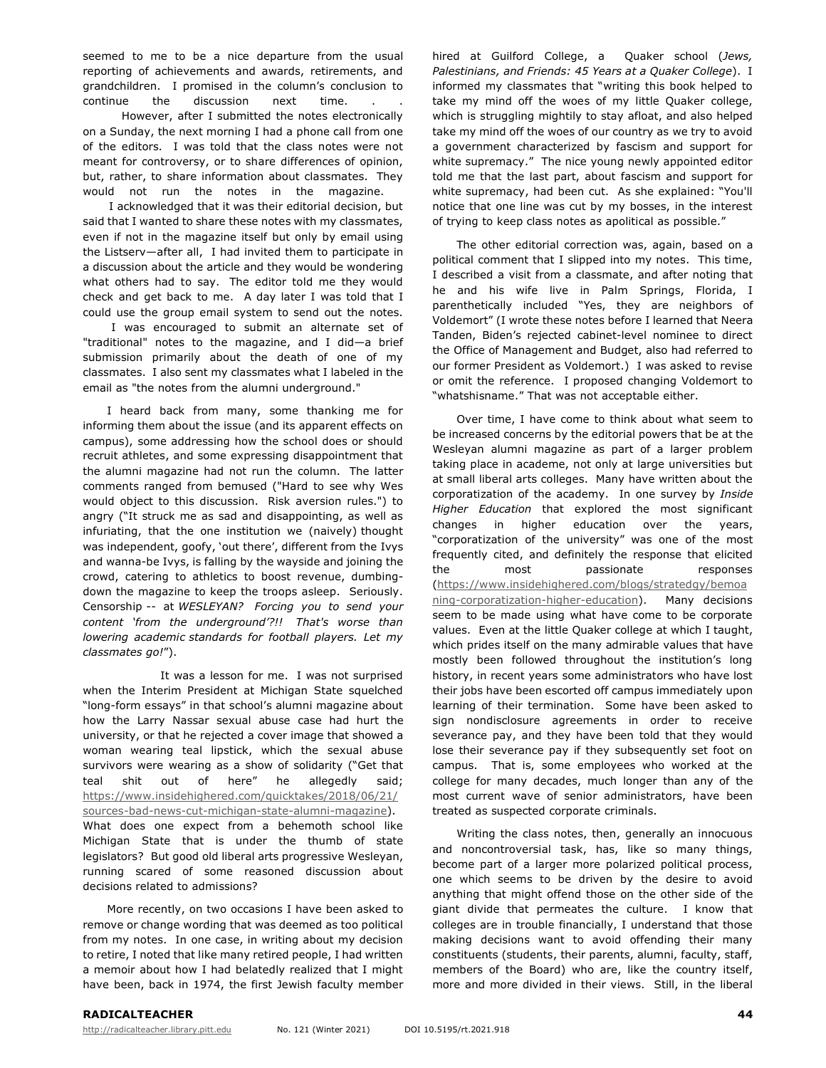seemed to me to be a nice departure from the usual reporting of achievements and awards, retirements, and grandchildren. I promised in the column's conclusion to continue the discussion next time. . .

However, after I submitted the notes electronically on a Sunday, the next morning I had a phone call from one of the editors. I was told that the class notes were not meant for controversy, or to share differences of opinion, but, rather, to share information about classmates. They would not run the notes in the magazine.

I acknowledged that it was their editorial decision, but said that I wanted to share these notes with my classmates, even if not in the magazine itself but only by email using the Listserv—after all, I had invited them to participate in a discussion about the article and they would be wondering what others had to say. The editor told me they would check and get back to me. A day later I was told that I could use the group email system to send out the notes.

I was encouraged to submit an alternate set of "traditional" notes to the magazine, and I did—a brief submission primarily about the death of one of my classmates. I also sent my classmates what I labeled in the email as "the notes from the alumni underground."

I heard back from many, some thanking me for informing them about the issue (and its apparent effects on campus), some addressing how the school does or should recruit athletes, and some expressing disappointment that the alumni magazine had not run the column. The latter comments ranged from bemused ("Hard to see why Wes would object to this discussion. Risk aversion rules.") to angry ("It struck me as sad and disappointing, as well as infuriating, that the one institution we (naively) thought was independent, goofy, 'out there', different from the Ivys and wanna-be Ivys, is falling by the wayside and joining the crowd, catering to athletics to boost revenue, dumbing-down the magazine to keep the troops asleep. Seriously. Censorship -- at *WESLEYAN? Forcing you to send your content 'from the underground'?!! That's worse than lowering academic standards for football players. Let my classmates go!*").

It was a lesson for me. I was not surprised when the Interim President at Michigan State squelched "long-form essays" in that school's alumni magazine about how the Larry Nassar sexual abuse case had hurt the university, or that he rejected a cover image that showed a woman wearing teal lipstick, which the sexual abuse survivors were wearing as a show of solidarity ("Get that teal shit out of here" he allegedly said; https://www.insidehighered.com/quicktakes/2018/06/21/sources-bad-news-cut-michigan-state-alumni-magazine). What does one expect from a behemoth school like Michigan State that is under the thumb of state legislators? But good old liberal arts progressive Wesleyan, running scared of some reasoned discussion about decisions related to admissions?

More recently, on two occasions I have been asked to remove or change wording that was deemed as too political from my notes. In one case, in writing about my decision to retire, I noted that like many retired people, I had written a memoir about how I had belatedly realized that I might have been, back in 1974, the first Jewish faculty member hired at Guilford College, a Quaker school (*Jews, Palestinians, and Friends: 45 Years at a Quaker College*). I informed my classmates that "writing this book helped to take my mind off the woes of my little Quaker college, which is struggling mightily to stay afloat, and also helped take my mind off the woes of our country as we try to avoid a government characterized by fascism and support for white supremacy." The nice young newly appointed editor told me that the last part, about fascism and support for white supremacy, had been cut. As she explained: "You'll notice that one line was cut by my bosses, in the interest of trying to keep class notes as apolitical as possible."

The other editorial correction was, again, based on a political comment that I slipped into my notes. This time, I described a visit from a classmate, and after noting that he and his wife live in Palm Springs, Florida, I parenthetically included "Yes, they are neighbors of Voldemort" (I wrote these notes before I learned that Neera Tanden, Biden's rejected cabinet-level nominee to direct the Office of Management and Budget, also had referred to our former President as Voldemort.) I was asked to revise or omit the reference. I proposed changing Voldemort to "whatshisname." That was not acceptable either.

Over time, I have come to think about what seem to be increased concerns by the editorial powers that be at the Wesleyan alumni magazine as part of a larger problem taking place in academe, not only at large universities but at small liberal arts colleges. Many have written about the corporatization of the academy. In one survey by *Inside Higher Education* that explored the most significant changes in higher education over the years, "corporatization of the university" was one of the most frequently cited, and definitely the response that elicited the most passionate responses (https://www.insidehighered.com/blogs/stratedgy/bemoaning-corporatization-higher-education). Many decisions seem to be made using what have come to be corporate values. Even at the little Quaker college at which I taught, which prides itself on the many admirable values that have mostly been followed throughout the institution's long history, in recent years some administrators who have lost their jobs have been escorted off campus immediately upon learning of their termination. Some have been asked to sign nondisclosure agreements in order to receive severance pay, and they have been told that they would lose their severance pay if they subsequently set foot on campus. That is, some employees who worked at the college for many decades, much longer than any of the most current wave of senior administrators, have been treated as suspected corporate criminals.

Writing the class notes, then, generally an innocuous and noncontroversial task, has, like so many things, become part of a larger more polarized political process, one which seems to be driven by the desire to avoid anything that might offend those on the other side of the giant divide that permeates the culture. I know that colleges are in trouble financially, I understand that those making decisions want to avoid offending their many constituents (students, their parents, alumni, faculty, staff, members of the Board) who are, like the country itself, more and more divided in their views. Still, in the liberal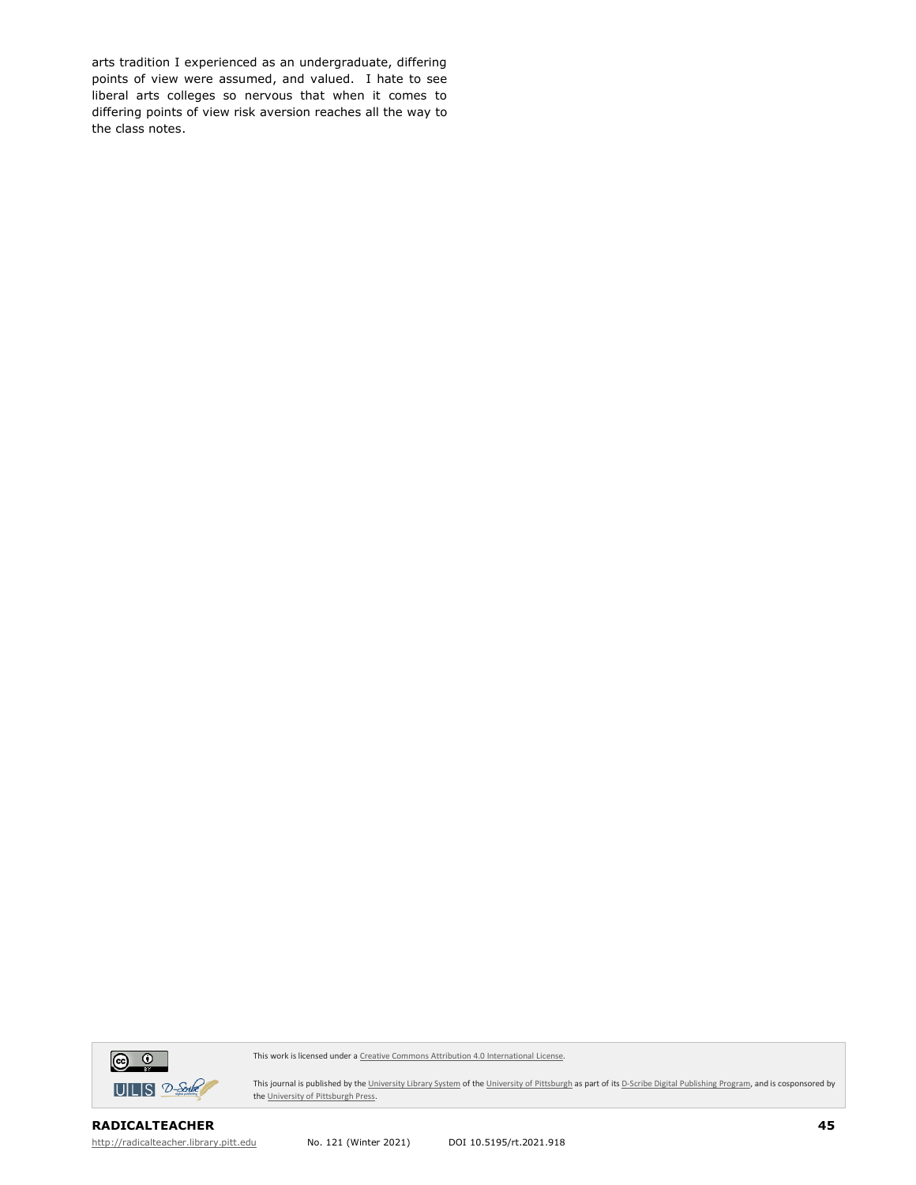arts tradition I experienced as an undergraduate, differing points of view were assumed, and valued. I hate to see liberal arts colleges so nervous that when it comes to differing points of view risk aversion reaches all the way to the class notes.

This work is licensed under a Creative Commons Attribution 4.0 International License.

This journal is published by the University Library System of the University of Pittsburgh as part of its D-Scribe Digital Publishing Program, and is cosponsored by the University of Pittsburgh Press.